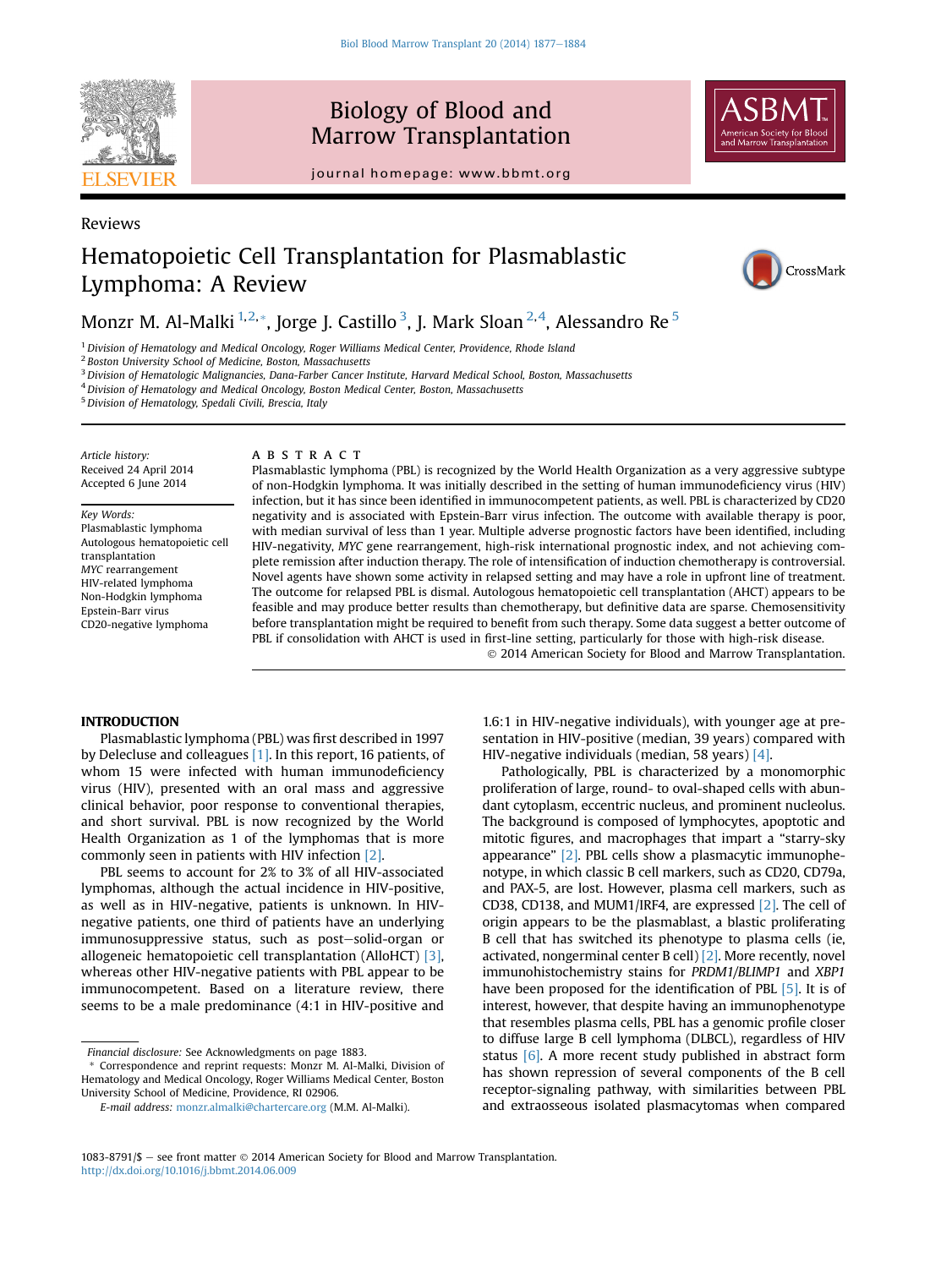Reviews

# Hematopoietic Cell Transplantation for Plasmablastic Lymphoma: A Review

Monzr M. Al-Malki[1,2,*], Jorge J. Castillo[3], J. Mark Sloan[2,4], Alessandro Re[5]

[1] Division of Hematology and Medical Oncology, Roger Williams Medical Center, Providence, Rhode Island
[2] Boston University School of Medicine, Boston, Massachusetts
[3] Division of Hematologic Malignancies, Dana-Farber Cancer Institute, Harvard Medical School, Boston, Massachusetts
[4] Division of Hematology and Medical Oncology, Boston Medical Center, Boston, Massachusetts
[5] Division of Hematology, Spedali Civili, Brescia, Italy

*Article history:*
Received 24 April 2014
Accepted 6 June 2014

*Key Words:*
Plasmablastic lymphoma
Autologous hematopoietic cell transplantation
*MYC* rearrangement
HIV-related lymphoma
Non-Hodgkin lymphoma
Epstein-Barr virus
CD20-negative lymphoma

## ABSTRACT

Plasmablastic lymphoma (PBL) is recognized by the World Health Organization as a very aggressive subtype of non-Hodgkin lymphoma. It was initially described in the setting of human immunodeficiency virus (HIV) infection, but it has since been identified in immunocompetent patients, as well. PBL is characterized by CD20 negativity and is associated with Epstein-Barr virus infection. The outcome with available therapy is poor, with median survival of less than 1 year. Multiple adverse prognostic factors have been identified, including HIV-negativity, *MYC* gene rearrangement, high-risk international prognostic index, and not achieving complete remission after induction therapy. The role of intensification of induction chemotherapy is controversial. Novel agents have shown some activity in relapsed setting and may have a role in upfront line of treatment. The outcome for relapsed PBL is dismal. Autologous hematopoietic cell transplantation (AHCT) appears to be feasible and may produce better results than chemotherapy, but definitive data are sparse. Chemosensitivity before transplantation might be required to benefit from such therapy. Some data suggest a better outcome of PBL if consolidation with AHCT is used in first-line setting, particularly for those with high-risk disease.

© 2014 American Society for Blood and Marrow Transplantation.

## INTRODUCTION

Plasmablastic lymphoma (PBL) was first described in 1997 by Delecluse and colleagues [1]. In this report, 16 patients, of whom 15 were infected with human immunodeficiency virus (HIV), presented with an oral mass and aggressive clinical behavior, poor response to conventional therapies, and short survival. PBL is now recognized by the World Health Organization as 1 of the lymphomas that is more commonly seen in patients with HIV infection [2].

PBL seems to account for 2% to 3% of all HIV-associated lymphomas, although the actual incidence in HIV-positive, as well as in HIV-negative, patients is unknown. In HIV-negative patients, one third of patients have an underlying immunosuppressive status, such as post–solid-organ or allogeneic hematopoietic cell transplantation (AlloHCT) [3], whereas other HIV-negative patients with PBL appear to be immunocompetent. Based on a literature review, there seems to be a male predominance (4:1 in HIV-positive and 1.6:1 in HIV-negative individuals), with younger age at presentation in HIV-positive (median, 39 years) compared with HIV-negative individuals (median, 58 years) [4].

Pathologically, PBL is characterized by a monomorphic proliferation of large, round- to oval-shaped cells with abundant cytoplasm, eccentric nucleus, and prominent nucleolus. The background is composed of lymphocytes, apoptotic and mitotic figures, and macrophages that impart a "starry-sky appearance" [2]. PBL cells show a plasmacytic immunophenotype, in which classic B cell markers, such as CD20, CD79a, and PAX-5, are lost. However, plasma cell markers, such as CD38, CD138, and MUM1/IRF4, are expressed [2]. The cell of origin appears to be the plasmablast, a blastic proliferating B cell that has switched its phenotype to plasma cells (ie, activated, nongerminal center B cell) [2]. More recently, novel immunohistochemistry stains for *PRDM1/BLIMP1* and *XBP1* have been proposed for the identification of PBL [5]. It is of interest, however, that despite having an immunophenotype that resembles plasma cells, PBL has a genomic profile closer to diffuse large B cell lymphoma (DLBCL), regardless of HIV status [6]. A more recent study published in abstract form has shown repression of several components of the B cell receptor-signaling pathway, with similarities between PBL and extraosseous isolated plasmacytomas when compared

*Financial disclosure:* See Acknowledgments on page 1883.
\* Correspondence and reprint requests: Monzr M. Al-Malki, Division of Hematology and Medical Oncology, Roger Williams Medical Center, Boston University School of Medicine, Providence, RI 02906.
*E-mail address:* monzr.almalki@chartercare.org (M.M. Al-Malki).

1083-8791/$ – see front matter © 2014 American Society for Blood and Marrow Transplantation.
http://dx.doi.org/10.1016/j.bbmt.2014.06.009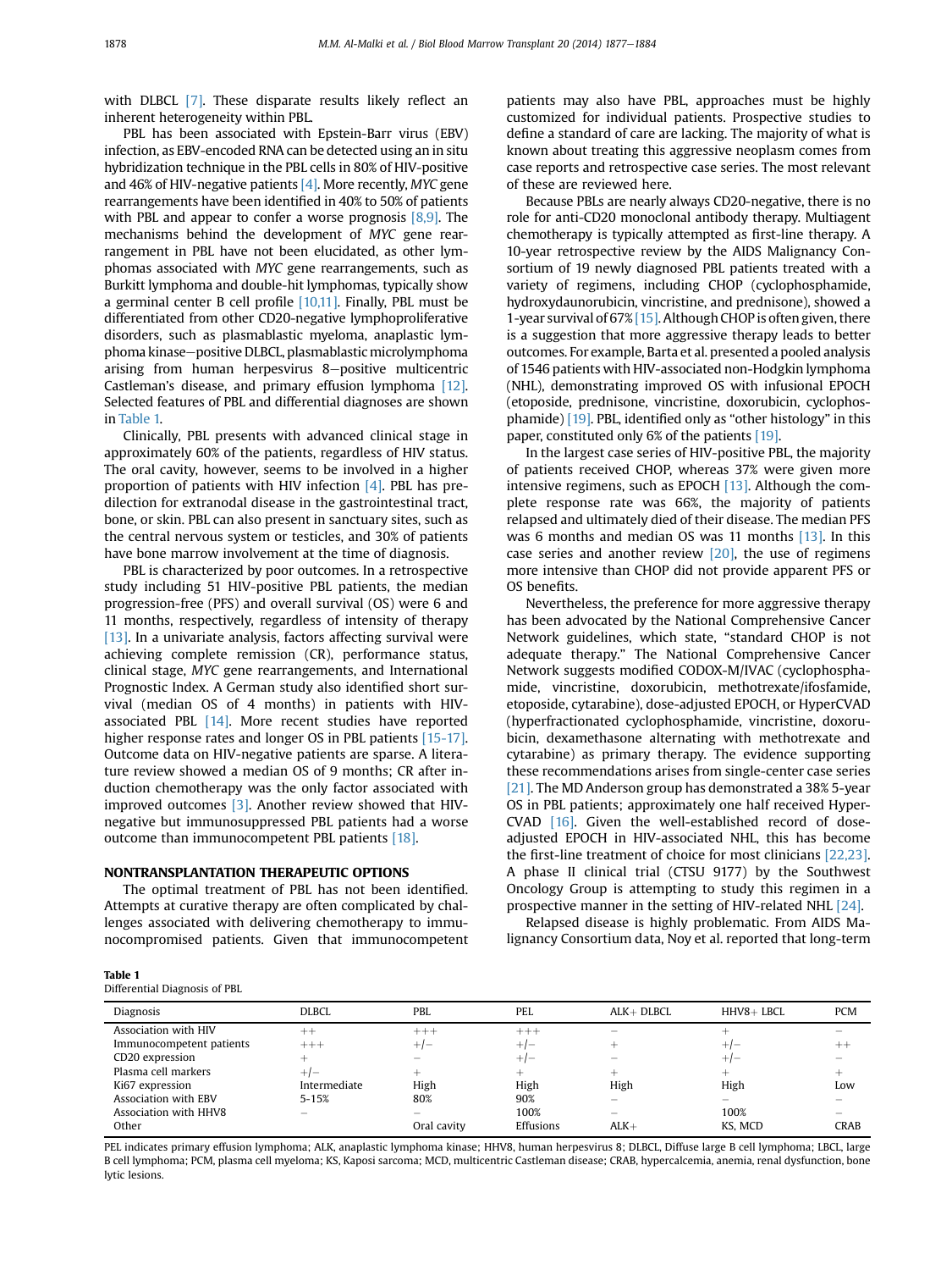with DLBCL [7]. These disparate results likely reflect an inherent heterogeneity within PBL.

PBL has been associated with Epstein-Barr virus (EBV) infection, as EBV-encoded RNA can be detected using an in situ hybridization technique in the PBL cells in 80% of HIV-positive and 46% of HIV-negative patients [4]. More recently, *MYC* gene rearrangements have been identified in 40% to 50% of patients with PBL and appear to confer a worse prognosis [8,9]. The mechanisms behind the development of *MYC* gene rearrangement in PBL have not been elucidated, as other lymphomas associated with *MYC* gene rearrangements, such as Burkitt lymphoma and double-hit lymphomas, typically show a germinal center B cell profile [10,11]. Finally, PBL must be differentiated from other CD20-negative lymphoproliferative disorders, such as plasmablastic myeloma, anaplastic lymphoma kinase–positive DLBCL, plasmablastic microlymphoma arising from human herpesvirus 8–positive multicentric Castleman's disease, and primary effusion lymphoma [12]. Selected features of PBL and differential diagnoses are shown in Table 1.

Clinically, PBL presents with advanced clinical stage in approximately 60% of the patients, regardless of HIV status. The oral cavity, however, seems to be involved in a higher proportion of patients with HIV infection [4]. PBL has predilection for extranodal disease in the gastrointestinal tract, bone, or skin. PBL can also present in sanctuary sites, such as the central nervous system or testicles, and 30% of patients have bone marrow involvement at the time of diagnosis.

PBL is characterized by poor outcomes. In a retrospective study including 51 HIV-positive PBL patients, the median progression-free (PFS) and overall survival (OS) were 6 and 11 months, respectively, regardless of intensity of therapy [13]. In a univariate analysis, factors affecting survival were achieving complete remission (CR), performance status, clinical stage, *MYC* gene rearrangements, and International Prognostic Index. A German study also identified short survival (median OS of 4 months) in patients with HIV-associated PBL [14]. More recent studies have reported higher response rates and longer OS in PBL patients [15-17]. Outcome data on HIV-negative patients are sparse. A literature review showed a median OS of 9 months; CR after induction chemotherapy was the only factor associated with improved outcomes [3]. Another review showed that HIV-negative but immunosuppressed PBL patients had a worse outcome than immunocompetent PBL patients [18].

## NONTRANSPLANTATION THERAPEUTIC OPTIONS

The optimal treatment of PBL has not been identified. Attempts at curative therapy are often complicated by challenges associated with delivering chemotherapy to immunocompromised patients. Given that immunocompetent patients may also have PBL, approaches must be highly customized for individual patients. Prospective studies to define a standard of care are lacking. The majority of what is known about treating this aggressive neoplasm comes from case reports and retrospective case series. The most relevant of these are reviewed here.

Because PBLs are nearly always CD20-negative, there is no role for anti-CD20 monoclonal antibody therapy. Multiagent chemotherapy is typically attempted as first-line therapy. A 10-year retrospective review by the AIDS Malignancy Consortium of 19 newly diagnosed PBL patients treated with a variety of regimens, including CHOP (cyclophosphamide, hydroxydaunorubicin, vincristine, and prednisone), showed a 1-year survival of 67% [15]. Although CHOP is often given, there is a suggestion that more aggressive therapy leads to better outcomes. For example, Barta et al. presented a pooled analysis of 1546 patients with HIV-associated non-Hodgkin lymphoma (NHL), demonstrating improved OS with infusional EPOCH (etoposide, prednisone, vincristine, doxorubicin, cyclophosphamide) [19]. PBL, identified only as "other histology" in this paper, constituted only 6% of the patients [19].

In the largest case series of HIV-positive PBL, the majority of patients received CHOP, whereas 37% were given more intensive regimens, such as EPOCH [13]. Although the complete response rate was 66%, the majority of patients relapsed and ultimately died of their disease. The median PFS was 6 months and median OS was 11 months [13]. In this case series and another review [20], the use of regimens more intensive than CHOP did not provide apparent PFS or OS benefits.

Nevertheless, the preference for more aggressive therapy has been advocated by the National Comprehensive Cancer Network guidelines, which state, "standard CHOP is not adequate therapy." The National Comprehensive Cancer Network suggests modified CODOX-M/IVAC (cyclophosphamide, vincristine, doxorubicin, methotrexate/ifosfamide, etoposide, cytarabine), dose-adjusted EPOCH, or HyperCVAD (hyperfractionated cyclophosphamide, vincristine, doxorubicin, dexamethasone alternating with methotrexate and cytarabine) as primary therapy. The evidence supporting these recommendations arises from single-center case series [21]. The MD Anderson group has demonstrated a 38% 5-year OS in PBL patients; approximately one half received Hyper-CVAD [16]. Given the well-established record of dose-adjusted EPOCH in HIV-associated NHL, this has become the first-line treatment of choice for most clinicians [22,23]. A phase II clinical trial (CTSU 9177) by the Southwest Oncology Group is attempting to study this regimen in a prospective manner in the setting of HIV-related NHL [24].

Relapsed disease is highly problematic. From AIDS Malignancy Consortium data, Noy et al. reported that long-term

**Table 1**
Differential Diagnosis of PBL

| Diagnosis | DLBCL | PBL | PEL | ALK+ DLBCL | HHV8+ LBCL | PCM |
|---|---|---|---|---|---|---|
| Association with HIV | ++ | +++ | +++ | – | + | – |
| Immunocompetent patients | +++ | +/– | +/– | + | +/– | ++ |
| CD20 expression | + | – | +/– | – | +/– | – |
| Plasma cell markers | +/– | + | + | + | + | + |
| Ki67 expression | Intermediate | High | High | High | High | Low |
| Association with EBV | 5-15% | 80% | 90% | – | – | – |
| Association with HHV8 | – | – | 100% | – | 100% | – |
| Other | | Oral cavity | Effusions | ALK+ | KS, MCD | CRAB |

PEL indicates primary effusion lymphoma; ALK, anaplastic lymphoma kinase; HHV8, human herpesvirus 8; DLBCL, Diffuse large B cell lymphoma; LBCL, large B cell lymphoma; PCM, plasma cell myeloma; KS, Kaposi sarcoma; MCD, multicentric Castleman disease; CRAB, hypercalcemia, anemia, renal dysfunction, bone lytic lesions.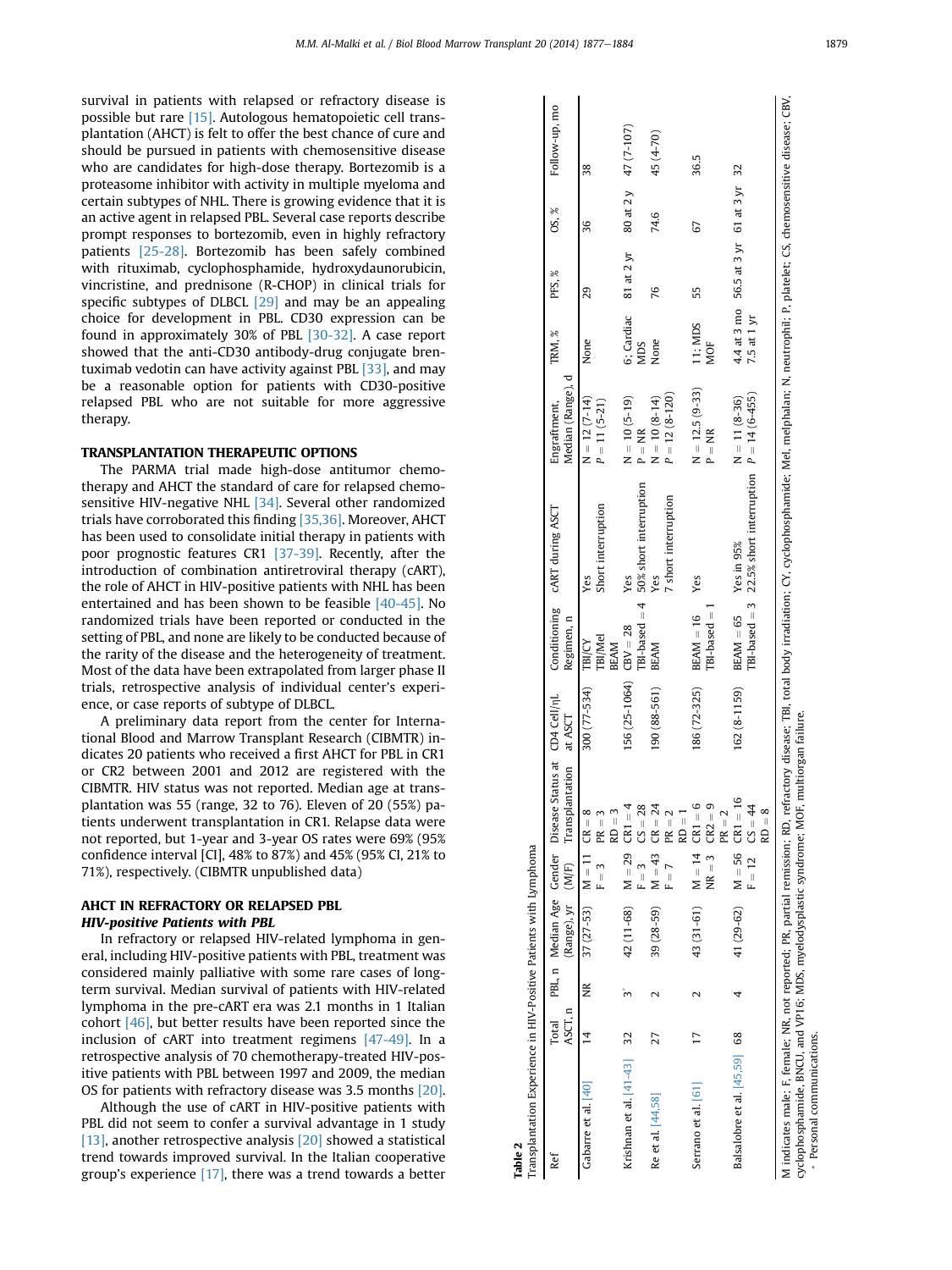survival in patients with relapsed or refractory disease is possible but rare [15]. Autologous hematopoietic cell transplantation (AHCT) is felt to offer the best chance of cure and should be pursued in patients with chemosensitive disease who are candidates for high-dose therapy. Bortezomib is a proteasome inhibitor with activity in multiple myeloma and certain subtypes of NHL. There is growing evidence that it is an active agent in relapsed PBL. Several case reports describe prompt responses to bortezomib, even in highly refractory patients [25-28]. Bortezomib has been safely combined with rituximab, cyclophosphamide, hydroxydaunorubicin, vincristine, and prednisone (R-CHOP) in clinical trials for specific subtypes of DLBCL [29] and may be an appealing choice for development in PBL. CD30 expression can be found in approximately 30% of PBL [30-32]. A case report showed that the anti-CD30 antibody-drug conjugate brentuximab vedotin can have activity against PBL [33], and may be a reasonable option for patients with CD30-positive relapsed PBL who are not suitable for more aggressive therapy.

## TRANSPLANTATION THERAPEUTIC OPTIONS

The PARMA trial made high-dose antitumor chemotherapy and AHCT the standard of care for relapsed chemosensitive HIV-negative NHL [34]. Several other randomized trials have corroborated this finding [35,36]. Moreover, AHCT has been used to consolidate initial therapy in patients with poor prognostic features CR1 [37-39]. Recently, after the introduction of combination antiretroviral therapy (cART), the role of AHCT in HIV-positive patients with NHL has been entertained and has been shown to be feasible [40-45]. No randomized trials have been reported or conducted in the setting of PBL, and none are likely to be conducted because of the rarity of the disease and the heterogeneity of treatment. Most of the data have been extrapolated from larger phase II trials, retrospective analysis of individual center's experience, or case reports of subtype of DLBCL.

A preliminary data report from the center for International Blood and Marrow Transplant Research (CIBMTR) indicates 20 patients who received a first AHCT for PBL in CR1 or CR2 between 2001 and 2012 are registered with the CIBMTR. HIV status was not reported. Median age at transplantation was 55 (range, 32 to 76). Eleven of 20 (55%) patients underwent transplantation in CR1. Relapse data were not reported, but 1-year and 3-year OS rates were 69% (95% confidence interval [CI], 48% to 87%) and 45% (95% CI, 21% to 71%), respectively. (CIBMTR unpublished data)

## AHCT IN REFRACTORY OR RELAPSED PBL

### *HIV-positive Patients with PBL*

In refractory or relapsed HIV-related lymphoma in general, including HIV-positive patients with PBL, treatment was considered mainly palliative with some rare cases of long-term survival. Median survival of patients with HIV-related lymphoma in the pre-cART era was 2.1 months in 1 Italian cohort [46], but better results have been reported since the inclusion of cART into treatment regimens [47-49]. In a retrospective analysis of 70 chemotherapy-treated HIV-positive patients with PBL between 1997 and 2009, the median OS for patients with refractory disease was 3.5 months [20].

Although the use of cART in HIV-positive patients with PBL did not seem to confer a survival advantage in 1 study [13], another retrospective analysis [20] showed a statistical trend towards improved survival. In the Italian cooperative group's experience [17], there was a trend towards a better

**Table 2**
Transplantation Experience in HIV-Positive Patients with Lymphoma

| Ref | Total ASCT, n | PBL, n | Median Age (Range), yr | Gender (M/F) | Disease Status at Transplantation | CD4 Cell/ηL at ASCT | Conditioning Regimen, n | cART during ASCT | Engraftment, Median (Range), d | TRM, % | PFS, % | OS, % | Follow-up, mo |
|---|---|---|---|---|---|---|---|---|---|---|---|---|---|
| Gabarre et al. [40] | 14 | NR | 37 (27-53) | M = 11<br>F = 3 | CR = 8<br>PR = 3<br>RD = 3 | 300 (77-534) | TBI/CY<br>TBI/Mel<br>BEAM | Yes<br>Short interruption | N = 12 (7-14)<br>P = 11 (5-21) | None | 29 | 36 | 38 |
| Krishnan et al. [41-43] | 32 | 3* | 42 (11-68) | M = 29<br>F = 3 | CR1 = 4<br>CS = 28 | 156 (25-1064) | CBV = 28<br>TBI-based = 4 | Yes<br>50% short interruption | N = 10 (5-19)<br>P = NR | 6; Cardiac<br>MDS | 81 at 2 yr | 80 at 2 y | 47 (7-107) |
| Re et al. [44,58] | 27 | 2 | 39 (28-59) | M = 43<br>F = 7 | CR = 24<br>PR = 2<br>RD = 1 | 190 (88-561) | BEAM | Yes<br>7 short interruption | N = 10 (8-14)<br>P = 12 (8-120) | None | 76 | 74.6 | 45 (4-70) |
| Serrano et al. [61] | 17 | 2 | 43 (31-61) | M = 14<br>NR = 3 | CR1 = 6<br>CR2 = 9<br>PR = 2 | 186 (72-325) | BEAM = 16<br>TBI-based = 1 | Yes | N = 12.5 (9-33)<br>P = NR | 11; MDS<br>MOF | 55 | 67 | 36.5 |
| Balsalobre et al. [45,59] | 68 | 4 | 41 (29-62) | M = 56<br>F = 12 | CR1 = 16<br>CS = 44<br>RD = 8 | 162 (8-1159) | BEAM = 65<br>TBI-based = 3 | Yes in 95%<br>22.5% short interruption | N = 11 (8-36)<br>P = 14 (6-455) | 4.4 at 3 mo<br>7.5 at 1 yr | 56.5 at 3 yr | 61 at 3 yr | 32 |

M indicates male; F, female; NR, not reported; PR, partial remission; RD, refractory disease; TBI, total body irradiation; CY, cyclophosphamide; Mel, melphalan; N, neutrophil; P, platelet; CS, chemosensitive disease; CBV, cyclophosphamide, BCNU, and VP16; MDS, myelodysplastic syndrome; MOF, multiorgan failure.
* Personal communications.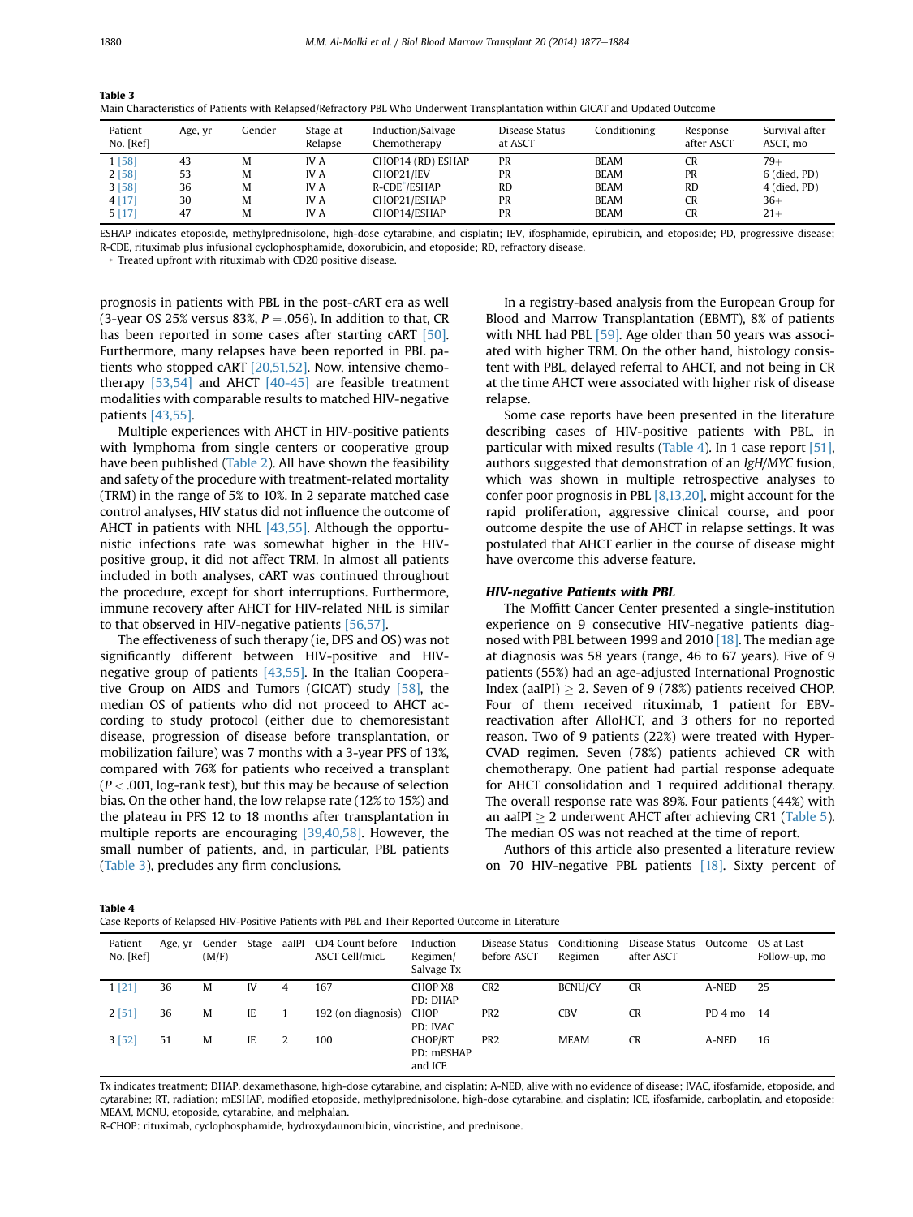**Table 3**
Main Characteristics of Patients with Relapsed/Refractory PBL Who Underwent Transplantation within GICAT and Updated Outcome

| Patient No. [Ref] | Age, yr | Gender | Stage at Relapse | Induction/Salvage Chemotherapy | Disease Status at ASCT | Conditioning | Response after ASCT | Survival after ASCT, mo |
|---|---|---|---|---|---|---|---|---|
| 1 [58] | 43 | M | IV A | CHOP14 (RD) ESHAP | PR | BEAM | CR | 79+ |
| 2 [58] | 53 | M | IV A | CHOP21/IEV | PR | BEAM | PR | 6 (died, PD) |
| 3 [58] | 36 | M | IV A | R-CDE*/ESHAP | RD | BEAM | RD | 4 (died, PD) |
| 4 [17] | 30 | M | IV A | CHOP21/ESHAP | PR | BEAM | CR | 36+ |
| 5 [17] | 47 | M | IV A | CHOP14/ESHAP | PR | BEAM | CR | 21+ |

ESHAP indicates etoposide, methylprednisolone, high-dose cytarabine, and cisplatin; IEV, ifosphamide, epirubicin, and etoposide; PD, progressive disease; R-CDE, rituximab plus infusional cyclophosphamide, doxorubicin, and etoposide; RD, refractory disease.

* Treated upfront with rituximab with CD20 positive disease.

prognosis in patients with PBL in the post-cART era as well (3-year OS 25% versus 83%, $P = .056$). In addition to that, CR has been reported in some cases after starting cART [50]. Furthermore, many relapses have been reported in PBL patients who stopped cART [20,51,52]. Now, intensive chemotherapy [53,54] and AHCT [40-45] are feasible treatment modalities with comparable results to matched HIV-negative patients [43,55].

Multiple experiences with AHCT in HIV-positive patients with lymphoma from single centers or cooperative group have been published (Table 2). All have shown the feasibility and safety of the procedure with treatment-related mortality (TRM) in the range of 5% to 10%. In 2 separate matched case control analyses, HIV status did not influence the outcome of AHCT in patients with NHL [43,55]. Although the opportunistic infections rate was somewhat higher in the HIV-positive group, it did not affect TRM. In almost all patients included in both analyses, cART was continued throughout the procedure, except for short interruptions. Furthermore, immune recovery after AHCT for HIV-related NHL is similar to that observed in HIV-negative patients [56,57].

The effectiveness of such therapy (ie, DFS and OS) was not significantly different between HIV-positive and HIV-negative group of patients [43,55]. In the Italian Cooperative Group on AIDS and Tumors (GICAT) study [58], the median OS of patients who did not proceed to AHCT according to study protocol (either due to chemoresistant disease, progression of disease before transplantation, or mobilization failure) was 7 months with a 3-year PFS of 13%, compared with 76% for patients who received a transplant ($P < .001$, log-rank test), but this may be because of selection bias. On the other hand, the low relapse rate (12% to 15%) and the plateau in PFS 12 to 18 months after transplantation in multiple reports are encouraging [39,40,58]. However, the small number of patients, and, in particular, PBL patients (Table 3), precludes any firm conclusions.

In a registry-based analysis from the European Group for Blood and Marrow Transplantation (EBMT), 8% of patients with NHL had PBL [59]. Age older than 50 years was associated with higher TRM. On the other hand, histology consistent with PBL, delayed referral to AHCT, and not being in CR at the time AHCT were associated with higher risk of disease relapse.

Some case reports have been presented in the literature describing cases of HIV-positive patients with PBL, in particular with mixed results (Table 4). In 1 case report [51], authors suggested that demonstration of an *IgH/MYC* fusion, which was shown in multiple retrospective analyses to confer poor prognosis in PBL [8,13,20], might account for the rapid proliferation, aggressive clinical course, and poor outcome despite the use of AHCT in relapse settings. It was postulated that AHCT earlier in the course of disease might have overcome this adverse feature.

### HIV-negative Patients with PBL

The Moffitt Cancer Center presented a single-institution experience on 9 consecutive HIV-negative patients diagnosed with PBL between 1999 and 2010 [18]. The median age at diagnosis was 58 years (range, 46 to 67 years). Five of 9 patients (55%) had an age-adjusted International Prognostic Index (aaIPI) $\geq$ 2. Seven of 9 (78%) patients received CHOP. Four of them received rituximab, 1 patient for EBV-reactivation after AlloHCT, and 3 others for no reported reason. Two of 9 patients (22%) were treated with Hyper-CVAD regimen. Seven (78%) patients achieved CR with chemotherapy. One patient had partial response adequate for AHCT consolidation and 1 required additional therapy. The overall response rate was 89%. Four patients (44%) with an aaIPI $\geq$ 2 underwent AHCT after achieving CR1 (Table 5). The median OS was not reached at the time of report.

Authors of this article also presented a literature review on 70 HIV-negative PBL patients [18]. Sixty percent of

**Table 4**
Case Reports of Relapsed HIV-Positive Patients with PBL and Their Reported Outcome in Literature

| Patient No. [Ref] | Age, yr | Gender (M/F) | Stage | aaIPI | CD4 Count before ASCT Cell/micL | Induction Regimen/ Salvage Tx | Disease Status before ASCT | Conditioning Regimen | Disease Status after ASCT | Outcome | OS at Last Follow-up, mo |
|---|---|---|---|---|---|---|---|---|---|---|---|
| 1 [21] | 36 | M | IV | 4 | 167 | CHOP X8 PD: DHAP | CR2 | BCNU/CY | CR | A-NED | 25 |
| 2 [51] | 36 | M | IE | 1 | 192 (on diagnosis) | CHOP PD: IVAC | PR2 | CBV | CR | PD 4 mo | 14 |
| 3 [52] | 51 | M | IE | 2 | 100 | CHOP/RT PD: mESHAP and ICE | PR2 | MEAM | CR | A-NED | 16 |

Tx indicates treatment; DHAP, dexamethasone, high-dose cytarabine, and cisplatin; A-NED, alive with no evidence of disease; IVAC, ifosfamide, etoposide, and cytarabine; RT, radiation; mESHAP, modified etoposide, methylprednisolone, high-dose cytarabine, and cisplatin; ICE, ifosfamide, carboplatin, and etoposide; MEAM, MCNU, etoposide, cytarabine, and melphalan.

R-CHOP: rituximab, cyclophosphamide, hydroxydaunorubicin, vincristine, and prednisone.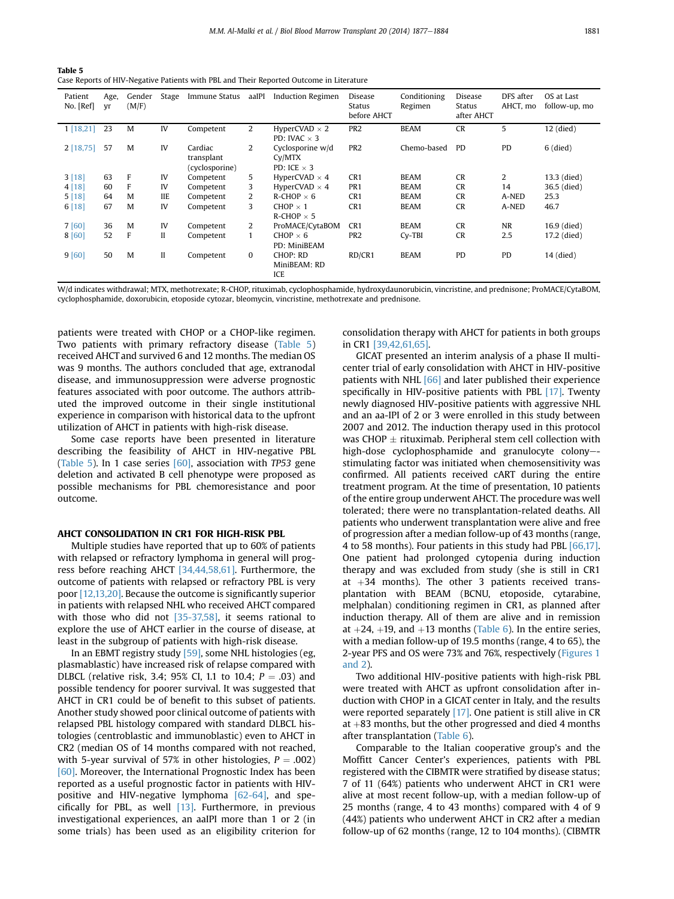**Table 5**
Case Reports of HIV-Negative Patients with PBL and Their Reported Outcome in Literature

| Patient No. [Ref] | Age, yr | Gender (M/F) | Stage | Immune Status | aaIPI | Induction Regimen | Disease Status before AHCT | Conditioning Regimen | Disease Status after AHCT | DFS after AHCT, mo | OS at Last follow-up, mo |
|---|---|---|---|---|---|---|---|---|---|---|---|
| 1 [18,21] | 23 | M | IV | Competent | 2 | HyperCVAD × 2<br>PD: IVAC × 3 | PR2 | BEAM | CR | 5 | 12 (died) |
| 2 [18,75] | 57 | M | IV | Cardiac transplant (cyclosporine) | 2 | Cyclosporine w/d<br>Cy/MTX<br>PD: ICE × 3 | PR2 | Chemo-based | PD | PD | 6 (died) |
| 3 [18] | 63 | F | IV | Competent | 5 | HyperCVAD × 4 | CR1 | BEAM | CR | 2 | 13.3 (died) |
| 4 [18] | 60 | F | IV | Competent | 3 | HyperCVAD × 4 | PR1 | BEAM | CR | 14 | 36.5 (died) |
| 5 [18] | 64 | M | IIE | Competent | 2 | R-CHOP × 6 | CR1 | BEAM | CR | A-NED | 25.3 |
| 6 [18] | 67 | M | IV | Competent | 3 | CHOP × 1<br>R-CHOP × 5 | CR1 | BEAM | CR | A-NED | 46.7 |
| 7 [60] | 36 | M | IV | Competent | 2 | ProMACE/CytaBOM | CR1 | BEAM | CR | NR | 16.9 (died) |
| 8 [60] | 52 | F | II | Competent | 1 | CHOP × 6<br>PD: MiniBEAM | PR2 | Cy-TBI | CR | 2.5 | 17.2 (died) |
| 9 [60] | 50 | M | II | Competent | 0 | CHOP: RD<br>MiniBEAM: RD<br>ICE | RD/CR1 | BEAM | PD | PD | 14 (died) |

W/d indicates withdrawal; MTX, methotrexate; R-CHOP, rituximab, cyclophosphamide, hydroxydaunorubicin, vincristine, and prednisone; ProMACE/CytaBOM, cyclophosphamide, doxorubicin, etoposide cytozar, bleomycin, vincristine, methotrexate and prednisone.

patients were treated with CHOP or a CHOP-like regimen. Two patients with primary refractory disease (Table 5) received AHCT and survived 6 and 12 months. The median OS was 9 months. The authors concluded that age, extranodal disease, and immunosuppression were adverse prognostic features associated with poor outcome. The authors attributed the improved outcome in their single institutional experience in comparison with historical data to the upfront utilization of AHCT in patients with high-risk disease.

Some case reports have been presented in literature describing the feasibility of AHCT in HIV-negative PBL (Table 5). In 1 case series [60], association with *TP53* gene deletion and activated B cell phenotype were proposed as possible mechanisms for PBL chemoresistance and poor outcome.

## AHCT CONSOLIDATION IN CR1 FOR HIGH-RISK PBL

Multiple studies have reported that up to 60% of patients with relapsed or refractory lymphoma in general will progress before reaching AHCT [34,44,58,61]. Furthermore, the outcome of patients with relapsed or refractory PBL is very poor [12,13,20]. Because the outcome is significantly superior in patients with relapsed NHL who received AHCT compared with those who did not [35-37,58], it seems rational to explore the use of AHCT earlier in the course of disease, at least in the subgroup of patients with high-risk disease.

In an EBMT registry study [59], some NHL histologies (eg, plasmablastic) have increased risk of relapse compared with DLBCL (relative risk, 3.4; 95% CI, 1.1 to 10.4; $P = .03$) and possible tendency for poorer survival. It was suggested that AHCT in CR1 could be of benefit to this subset of patients. Another study showed poor clinical outcome of patients with relapsed PBL histology compared with standard DLBCL histologies (centroblastic and immunoblastic) even to AHCT in CR2 (median OS of 14 months compared with not reached, with 5-year survival of 57% in other histologies, $P = .002$) [60]. Moreover, the International Prognostic Index has been reported as a useful prognostic factor in patients with HIV-positive and HIV-negative lymphoma [62-64], and specifically for PBL, as well [13]. Furthermore, in previous investigational experiences, an aaIPI more than 1 or 2 (in some trials) has been used as an eligibility criterion for consolidation therapy with AHCT for patients in both groups in CR1 [39,42,61,65].

GICAT presented an interim analysis of a phase II multicenter trial of early consolidation with AHCT in HIV-positive patients with NHL [66] and later published their experience specifically in HIV-positive patients with PBL [17]. Twenty newly diagnosed HIV-positive patients with aggressive NHL and an aa-IPI of 2 or 3 were enrolled in this study between 2007 and 2012. The induction therapy used in this protocol was CHOP ± rituximab. Peripheral stem cell collection with high-dose cyclophosphamide and granulocyte colony–stimulating factor was initiated when chemosensitivity was confirmed. All patients received cART during the entire treatment program. At the time of presentation, 10 patients of the entire group underwent AHCT. The procedure was well tolerated; there were no transplantation-related deaths. All patients who underwent transplantation were alive and free of progression after a median follow-up of 43 months (range, 4 to 58 months). Four patients in this study had PBL [66,17]. One patient had prolonged cytopenia during induction therapy and was excluded from study (she is still in CR1 at +34 months). The other 3 patients received transplantation with BEAM (BCNU, etoposide, cytarabine, melphalan) conditioning regimen in CR1, as planned after induction therapy. All of them are alive and in remission at +24, +19, and +13 months (Table 6). In the entire series, with a median follow-up of 19.5 months (range, 4 to 65), the 2-year PFS and OS were 73% and 76%, respectively (Figures 1 and 2).

Two additional HIV-positive patients with high-risk PBL were treated with AHCT as upfront consolidation after induction with CHOP in a GICAT center in Italy, and the results were reported separately [17]. One patient is still alive in CR at +83 months, but the other progressed and died 4 months after transplantation (Table 6).

Comparable to the Italian cooperative group's and the Moffitt Cancer Center's experiences, patients with PBL registered with the CIBMTR were stratified by disease status; 7 of 11 (64%) patients who underwent AHCT in CR1 were alive at most recent follow-up, with a median follow-up of 25 months (range, 4 to 43 months) compared with 4 of 9 (44%) patients who underwent AHCT in CR2 after a median follow-up of 62 months (range, 12 to 104 months). (CIBMTR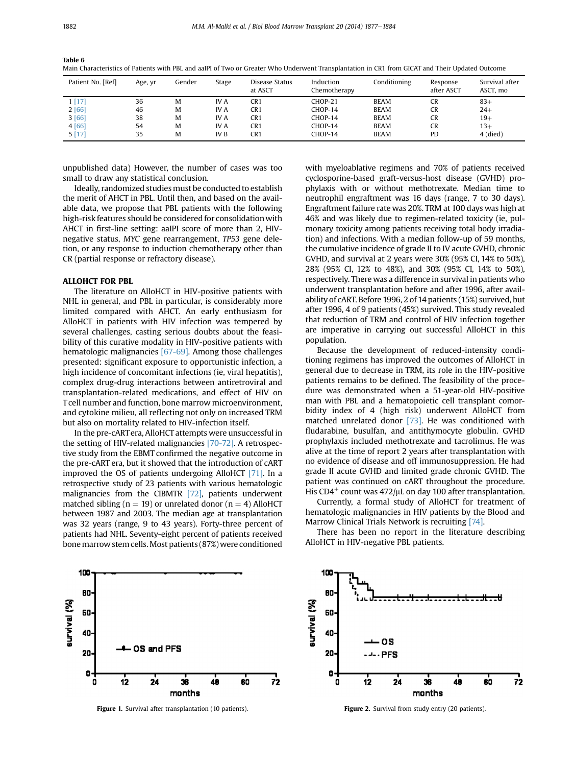Table 6
Main Characteristics of Patients with PBL and aaIPI of Two or Greater Who Underwent Transplantation in CR1 from GICAT and Their Updated Outcome

| Patient No. [Ref] | Age, yr | Gender | Stage | Disease Status at ASCT | Induction Chemotherapy | Conditioning | Response after ASCT | Survival after ASCT, mo |
|---|---|---|---|---|---|---|---|---|
| 1 [17] | 36 | M | IV A | CR1 | CHOP-21 | BEAM | CR | 83+ |
| 2 [66] | 46 | M | IV A | CR1 | CHOP-14 | BEAM | CR | 24+ |
| 3 [66] | 38 | M | IV A | CR1 | CHOP-14 | BEAM | CR | 19+ |
| 4 [66] | 54 | M | IV A | CR1 | CHOP-14 | BEAM | CR | 13+ |
| 5 [17] | 35 | M | IV B | CR1 | CHOP-14 | BEAM | PD | 4 (died) |

unpublished data) However, the number of cases was too small to draw any statistical conclusion.

Ideally, randomized studies must be conducted to establish the merit of AHCT in PBL. Until then, and based on the available data, we propose that PBL patients with the following high-risk features should be considered for consolidation with AHCT in first-line setting: aaIPI score of more than 2, HIV-negative status, *MYC* gene rearrangement, *TP53* gene deletion, or any response to induction chemotherapy other than CR (partial response or refractory disease).

## ALLOHCT FOR PBL

The literature on AlloHCT in HIV-positive patients with NHL in general, and PBL in particular, is considerably more limited compared with AHCT. An early enthusiasm for AlloHCT in patients with HIV infection was tempered by several challenges, casting serious doubts about the feasibility of this curative modality in HIV-positive patients with hematologic malignancies [67-69]. Among those challenges presented: significant exposure to opportunistic infection, a high incidence of concomitant infections (ie, viral hepatitis), complex drug-drug interactions between antiretroviral and transplantation-related medications, and effect of HIV on T cell number and function, bone marrow microenvironment, and cytokine milieu, all reflecting not only on increased TRM but also on mortality related to HIV-infection itself.

In the pre-cART era, AlloHCT attempts were unsuccessful in the setting of HIV-related malignancies [70-72]. A retrospective study from the EBMT confirmed the negative outcome in the pre-cART era, but it showed that the introduction of cART improved the OS of patients undergoing AlloHCT [71]. In a retrospective study of 23 patients with various hematologic malignancies from the CIBMTR [72], patients underwent matched sibling (n = 19) or unrelated donor (n = 4) AlloHCT between 1987 and 2003. The median age at transplantation was 32 years (range, 9 to 43 years). Forty-three percent of patients had NHL. Seventy-eight percent of patients received bone marrow stem cells. Most patients (87%) were conditioned with myeloablative regimens and 70% of patients received cyclosporine-based graft-versus-host disease (GVHD) prophylaxis with or without methotrexate. Median time to neutrophil engraftment was 16 days (range, 7 to 30 days). Engraftment failure rate was 20%. TRM at 100 days was high at 46% and was likely due to regimen-related toxicity (ie, pulmonary toxicity among patients receiving total body irradiation) and infections. With a median follow-up of 59 months, the cumulative incidence of grade II to IV acute GVHD, chronic GVHD, and survival at 2 years were 30% (95% CI, 14% to 50%), 28% (95% CI, 12% to 48%), and 30% (95% CI, 14% to 50%), respectively. There was a difference in survival in patients who underwent transplantation before and after 1996, after availability of cART. Before 1996, 2 of 14 patients (15%) survived, but after 1996, 4 of 9 patients (45%) survived. This study revealed that reduction of TRM and control of HIV infection together are imperative in carrying out successful AlloHCT in this population.

Because the development of reduced-intensity conditioning regimens has improved the outcomes of AlloHCT in general due to decrease in TRM, its role in the HIV-positive patients remains to be defined. The feasibility of the procedure was demonstrated when a 51-year-old HIV-positive man with PBL and a hematopoietic cell transplant comorbidity index of 4 (high risk) underwent AlloHCT from matched unrelated donor [73]. He was conditioned with fludarabine, busulfan, and antithymocyte globulin. GVHD prophylaxis included methotrexate and tacrolimus. He was alive at the time of report 2 years after transplantation with no evidence of disease and off immunosuppression. He had grade II acute GVHD and limited grade chronic GVHD. The patient was continued on cART throughout the procedure. His $CD4^{+}$ count was 472/μL on day 100 after transplantation.

Currently, a formal study of AlloHCT for treatment of hematologic malignancies in HIV patients by the Blood and Marrow Clinical Trials Network is recruiting [74].

There has been no report in the literature describing AlloHCT in HIV-negative PBL patients.

Figure 1. Survival after transplantation (10 patients).

Figure 2. Survival from study entry (20 patients).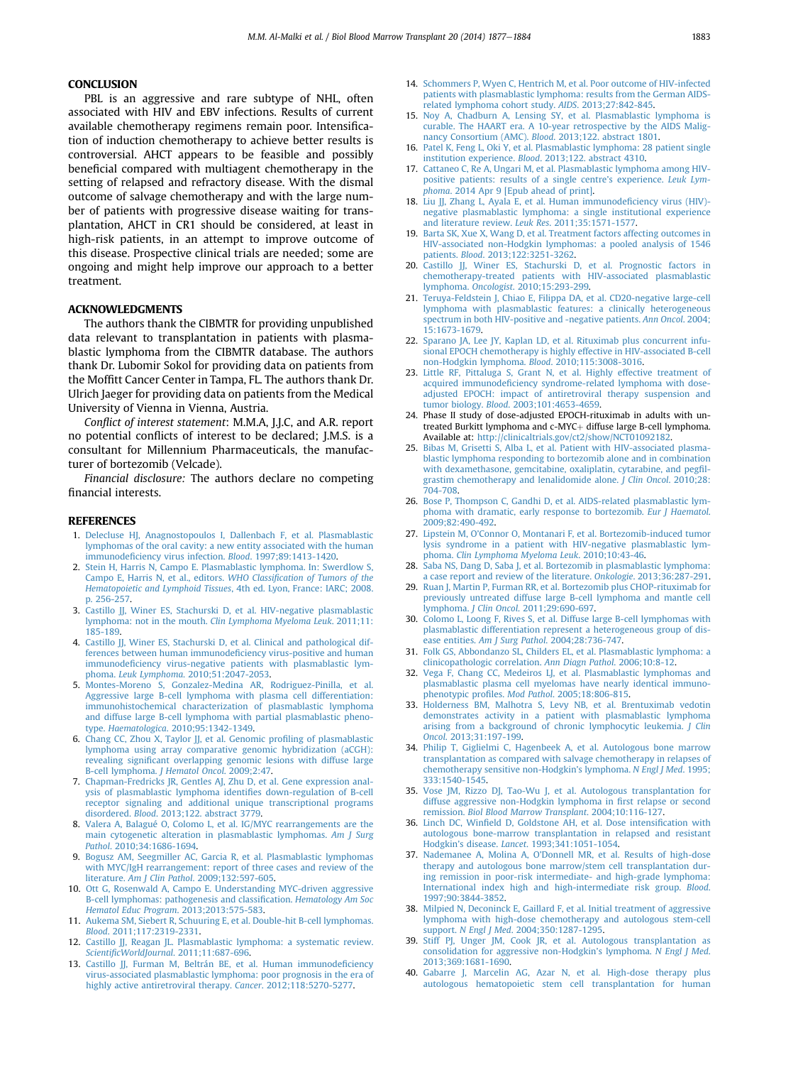## CONCLUSION

PBL is an aggressive and rare subtype of NHL, often associated with HIV and EBV infections. Results of current available chemotherapy regimens remain poor. Intensification of induction chemotherapy to achieve better results is controversial. AHCT appears to be feasible and possibly beneficial compared with multiagent chemotherapy in the setting of relapsed and refractory disease. With the dismal outcome of salvage chemotherapy and with the large number of patients with progressive disease waiting for transplantation, AHCT in CR1 should be considered, at least in high-risk patients, in an attempt to improve outcome of this disease. Prospective clinical trials are needed; some are ongoing and might help improve our approach to a better treatment.

## ACKNOWLEDGMENTS

The authors thank the CIBMTR for providing unpublished data relevant to transplantation in patients with plasmablastic lymphoma from the CIBMTR database. The authors thank Dr. Lubomir Sokol for providing data on patients from the Moffitt Cancer Center in Tampa, FL. The authors thank Dr. Ulrich Jaeger for providing data on patients from the Medical University of Vienna in Vienna, Austria.

*Conflict of interest statement*: M.M.A, J.J.C, and A.R. report no potential conflicts of interest to be declared; J.M.S. is a consultant for Millennium Pharmaceuticals, the manufacturer of bortezomib (Velcade).

*Financial disclosure:* The authors declare no competing financial interests.

## REFERENCES

1. Delecluse HJ, Anagnostopoulos I, Dallenbach F, et al. Plasmablastic lymphomas of the oral cavity: a new entity associated with the human immunodeficiency virus infection. *Blood*. 1997;89:1413-1420.
2. Stein H, Harris N, Campo E. Plasmablastic lymphoma. In: Swerdlow S, Campo E, Harris N, et al., editors. *WHO Classification of Tumors of the Hematopoietic and Lymphoid Tissues*, 4th ed. Lyon, France: IARC; 2008. p. 256-257.
3. Castillo JJ, Winer ES, Stachurski D, et al. HIV-negative plasmablastic lymphoma: not in the mouth. *Clin Lymphoma Myeloma Leuk*. 2011;11:185-189.
4. Castillo JJ, Winer ES, Stachurski D, et al. Clinical and pathological differences between human immunodeficiency virus-positive and human immunodeficiency virus-negative patients with plasmablastic lymphoma. *Leuk Lymphoma*. 2010;51:2047-2053.
5. Montes-Moreno S, Gonzalez-Medina AR, Rodriguez-Pinilla, et al. Aggressive large B-cell lymphoma with plasma cell differentiation: immunohistochemical characterization of plasmablastic lymphoma and diffuse large B-cell lymphoma with partial plasmablastic phenotype. *Haematologica*. 2010;95:1342-1349.
6. Chang CC, Zhou X, Taylor JJ, et al. Genomic profiling of plasmablastic lymphoma using array comparative genomic hybridization (aCGH): revealing significant overlapping genomic lesions with diffuse large B-cell lymphoma. *J Hematol Oncol*. 2009;2:47.
7. Chapman-Fredricks JR, Gentles AJ, Zhu D, et al. Gene expression analysis of plasmablastic lymphoma identifies down-regulation of B-cell receptor signaling and additional unique transcriptional programs disordered. *Blood*. 2013;122. abstract 3779.
8. Valera A, Balagué O, Colomo L, et al. IG/MYC rearrangements are the main cytogenetic alteration in plasmablastic lymphomas. *Am J Surg Pathol*. 2010;34:1686-1694.
9. Bogusz AM, Seegmiller AC, Garcia R, et al. Plasmablastic lymphomas with MYC/IgH rearrangement: report of three cases and review of the literature. *Am J Clin Pathol*. 2009;132:597-605.
10. Ott G, Rosenwald A, Campo E. Understanding MYC-driven aggressive B-cell lymphomas: pathogenesis and classification. *Hematology Am Soc Hematol Educ Program*. 2013;2013:575-583.
11. Aukema SM, Siebert R, Schuuring E, et al. Double-hit B-cell lymphomas. *Blood*. 2011;117:2319-2331.
12. Castillo JJ, Reagan JL. Plasmablastic lymphoma: a systematic review. *ScientificWorldJournal*. 2011;11:687-696.
13. Castillo JJ, Furman M, Beltrán BE, et al. Human immunodeficiency virus-associated plasmablastic lymphoma: poor prognosis in the era of highly active antiretroviral therapy. *Cancer*. 2012;118:5270-5277.
14. Schommers P, Wyen C, Hentrich M, et al. Poor outcome of HIV-infected patients with plasmablastic lymphoma: results from the German AIDS-related lymphoma cohort study. *AIDS*. 2013;27:842-845.
15. Noy A, Chadburn A, Lensing SY, et al. Plasmablastic lymphoma is curable. The HAART era. A 10-year retrospective by the AIDS Malignancy Consortium (AMC). *Blood*. 2013;122. abstract 1801.
16. Patel K, Feng L, Oki Y, et al. Plasmablastic lymphoma: 28 patient single institution experience. *Blood*. 2013;122. abstract 4310.
17. Cattaneo C, Re A, Ungari M, et al. Plasmablastic lymphoma among HIV-positive patients: results of a single centre's experience. *Leuk Lymphoma*. 2014 Apr 9 [Epub ahead of print].
18. Liu JJ, Zhang L, Ayala E, et al. Human immunodeficiency virus (HIV)-negative plasmablastic lymphoma: a single institutional experience and literature review. *Leuk Res*. 2011;35:1571-1577.
19. Barta SK, Xue X, Wang D, et al. Treatment factors affecting outcomes in HIV-associated non-Hodgkin lymphomas: a pooled analysis of 1546 patients. *Blood*. 2013;122:3251-3262.
20. Castillo JJ, Winer ES, Stachurski D, et al. Prognostic factors in chemotherapy-treated patients with HIV-associated plasmablastic lymphoma. *Oncologist*. 2010;15:293-299.
21. Teruya-Feldstein J, Chiao E, Filippa DA, et al. CD20-negative large-cell lymphoma with plasmablastic features: a clinically heterogeneous spectrum in both HIV-positive and -negative patients. *Ann Oncol*. 2004;15:1673-1679.
22. Sparano JA, Lee JY, Kaplan LD, et al. Rituximab plus concurrent infusional EPOCH chemotherapy is highly effective in HIV-associated B-cell non-Hodgkin lymphoma. *Blood*. 2010;115:3008-3016.
23. Little RF, Pittaluga S, Grant N, et al. Highly effective treatment of acquired immunodeficiency syndrome-related lymphoma with dose-adjusted EPOCH: impact of antiretroviral therapy suspension and tumor biology. *Blood*. 2003;101:4653-4659.
24. Phase II study of dose-adjusted EPOCH-rituximab in adults with untreated Burkitt lymphoma and c-MYC+ diffuse large B-cell lymphoma. Available at: http://clinicaltrials.gov/ct2/show/NCT01092182.
25. Bibas M, Grisetti S, Alba L, et al. Patient with HIV-associated plasmablastic lymphoma responding to bortezomib alone and in combination with dexamethasone, gemcitabine, oxaliplatin, cytarabine, and pegfilgrastim chemotherapy and lenalidomide alone. *J Clin Oncol*. 2010;28:704-708.
26. Bose P, Thompson C, Gandhi D, et al. AIDS-related plasmablastic lymphoma with dramatic, early response to bortezomib. *Eur J Haematol*. 2009;82:490-492.
27. Lipstein M, O'Connor O, Montanari F, et al. Bortezomib-induced tumor lysis syndrome in a patient with HIV-negative plasmablastic lymphoma. *Clin Lymphoma Myeloma Leuk*. 2010;10:43-46.
28. Saba NS, Dang D, Saba J, et al. Bortezomib in plasmablastic lymphoma: a case report and review of the literature. *Onkologie*. 2013;36:287-291.
29. Ruan J, Martin P, Furman RR, et al. Bortezomib plus CHOP-rituximab for previously untreated diffuse large B-cell lymphoma and mantle cell lymphoma. *J Clin Oncol*. 2011;29:690-697.
30. Colomo L, Loong F, Rives S, et al. Diffuse large B-cell lymphomas with plasmablastic differentiation represent a heterogeneous group of disease entities. *Am J Surg Pathol*. 2004;28:736-747.
31. Folk GS, Abbondanzo SL, Childers EL, et al. Plasmablastic lymphoma: a clinicopathologic correlation. *Ann Diagn Pathol*. 2006;10:8-12.
32. Vega F, Chang CC, Medeiros LJ, et al. Plasmablastic lymphomas and plasmablastic plasma cell myelomas have nearly identical immunophenotypic profiles. *Mod Pathol*. 2005;18:806-815.
33. Holderness BM, Malhotra S, Levy NB, et al. Brentuximab vedotin demonstrates activity in a patient with plasmablastic lymphoma arising from a background of chronic lymphocytic leukemia. *J Clin Oncol*. 2013;31:197-199.
34. Philip T, Giglielmi C, Hagenbeek A, et al. Autologous bone marrow transplantation as compared with salvage chemotherapy in relapses of chemotherapy sensitive non-Hodgkin's lymphoma. *N Engl J Med*. 1995;333:1540-1545.
35. Vose JM, Rizzo DJ, Tao-Wu J, et al. Autologous transplantation for diffuse aggressive non-Hodgkin lymphoma in first relapse or second remission. *Biol Blood Marrow Transplant*. 2004;10:116-127.
36. Linch DC, Winfield D, Goldstone AH, et al. Dose intensification with autologous bone-marrow transplantation in relapsed and resistant Hodgkin's disease. *Lancet*. 1993;341:1051-1054.
37. Nademanee A, Molina A, O'Donnell MR, et al. Results of high-dose therapy and autologous bone marrow/stem cell transplantation during remission in poor-risk intermediate- and high-grade lymphoma: International index high and high-intermediate risk group. *Blood*. 1997;90:3844-3852.
38. Milpied N, Deconinck E, Gaillard F, et al. Initial treatment of aggressive lymphoma with high-dose chemotherapy and autologous stem-cell support. *N Engl J Med*. 2004;350:1287-1295.
39. Stiff PJ, Unger JM, Cook JR, et al. Autologous transplantation as consolidation for aggressive non-Hodgkin's lymphoma. *N Engl J Med*. 2013;369:1681-1690.
40. Gabarre J, Marcelin AG, Azar N, et al. High-dose therapy plus autologous hematopoietic stem cell transplantation for human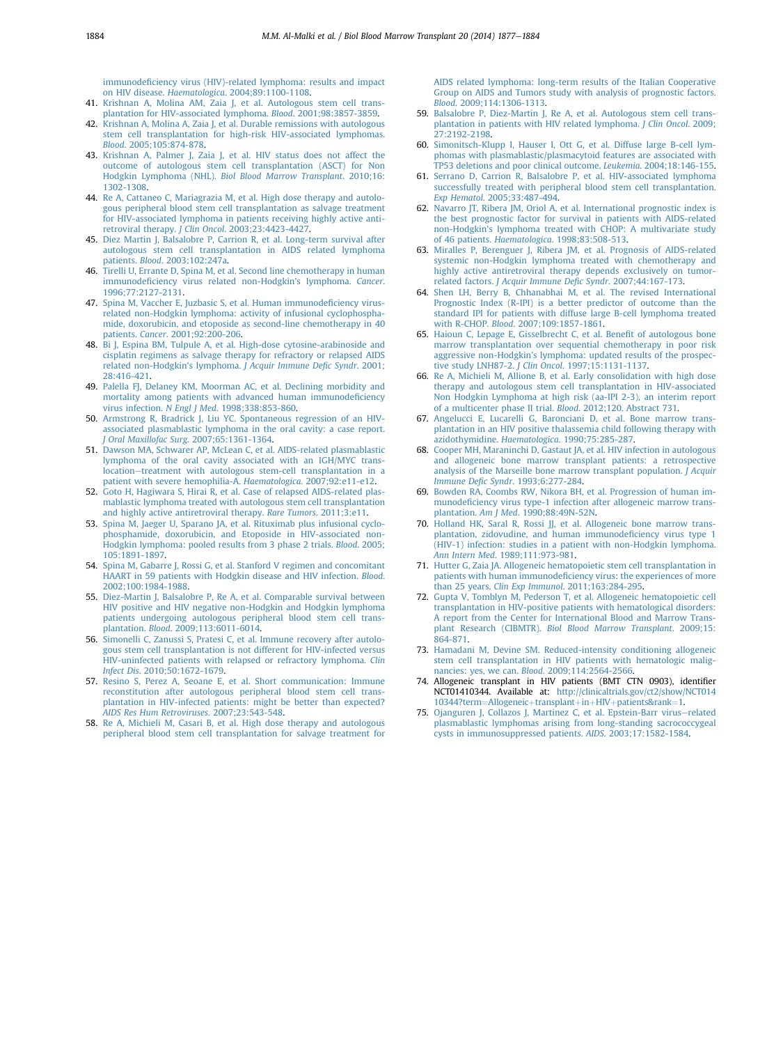immunodeficiency virus (HIV)-related lymphoma: results and impact on HIV disease. *Haematologica*. 2004;89:1100-1108.

41. Krishnan A, Molina AM, Zaia J, et al. Autologous stem cell transplantation for HIV-associated lymphoma. *Blood*. 2001;98:3857-3859.
42. Krishnan A, Molina A, Zaia J, et al. Durable remissions with autologous stem cell transplantation for high-risk HIV-associated lymphomas. *Blood*. 2005;105:874-878.
43. Krishnan A, Palmer J, Zaia J, et al. HIV status does not affect the outcome of autologous stem cell transplantation (ASCT) for Non Hodgkin Lymphoma (NHL). *Biol Blood Marrow Transplant*. 2010;16: 1302-1308.
44. Re A, Cattaneo C, Mariagrazia M, et al. High dose therapy and autologous peripheral blood stem cell transplantation as salvage treatment for HIV-associated lymphoma in patients receiving highly active antiretroviral therapy. *J Clin Oncol*. 2003;23:4423-4427.
45. Diez Martin J, Balsalobre P, Carrion R, et al. Long-term survival after autologous stem cell transplantation in AIDS related lymphoma patients. *Blood*. 2003;102:247a.
46. Tirelli U, Errante D, Spina M, et al. Second line chemotherapy in human immunodeficiency virus related non-Hodgkin's lymphoma. *Cancer*. 1996;77:2127-2131.
47. Spina M, Vaccher E, Juzbasic S, et al. Human immunodeficiency virus-related non-Hodgkin lymphoma: activity of infusional cyclophosphamide, doxorubicin, and etoposide as second-line chemotherapy in 40 patients. *Cancer*. 2001;92:200-206.
48. Bi J, Espina BM, Tulpule A, et al. High-dose cytosine-arabinoside and cisplatin regimens as salvage therapy for refractory or relapsed AIDS related non-Hodgkin's lymphoma. *J Acquir Immune Defic Syndr*. 2001; 28:416-421.
49. Palella FJ, Delaney KM, Moorman AC, et al. Declining morbidity and mortality among patients with advanced human immunodeficiency virus infection. *N Engl J Med*. 1998;338:853-860.
50. Armstrong R, Bradrick J, Liu YC. Spontaneous regression of an HIV-associated plasmablastic lymphoma in the oral cavity: a case report. *J Oral Maxillofac Surg*. 2007;65:1361-1364.
51. Dawson MA, Schwarer AP, McLean C, et al. AIDS-related plasmablastic lymphoma of the oral cavity associated with an IGH/MYC translocation—treatment with autologous stem-cell transplantation in a patient with severe hemophilia-A. *Haematologica*. 2007;92:e11-e12.
52. Goto H, Hagiwara S, Hirai R, et al. Case of relapsed AIDS-related plasmablastic lymphoma treated with autologous stem cell transplantation and highly active antiretroviral therapy. *Rare Tumors*. 2011;3:e11.
53. Spina M, Jaeger U, Sparano JA, et al. Rituximab plus infusional cyclophosphamide, doxorubicin, and Etoposide in HIV-associated non-Hodgkin lymphoma: pooled results from 3 phase 2 trials. *Blood*. 2005; 105:1891-1897.
54. Spina M, Gabarre J, Rossi G, et al. Stanford V regimen and concomitant HAART in 59 patients with Hodgkin disease and HIV infection. *Blood*. 2002;100:1984-1988.
55. Diez-Martin J, Balsalobre P, Re A, et al. Comparable survival between HIV positive and HIV negative non-Hodgkin and Hodgkin lymphoma patients undergoing autologous peripheral blood stem cell transplantation. *Blood*. 2009;113:6011-6014.
56. Simonelli C, Zanussi S, Pratesi C, et al. Immune recovery after autologous stem cell transplantation is not different for HIV-infected versus HIV-uninfected patients with relapsed or refractory lymphoma. *Clin Infect Dis*. 2010;50:1672-1679.
57. Resino S, Perez A, Seoane E, et al. Short communication: Immune reconstitution after autologous peripheral blood stem cell transplantation in HIV-infected patients: might be better than expected? *AIDS Res Hum Retroviruses*. 2007;23:543-548.
58. Re A, Michieli M, Casari B, et al. High dose therapy and autologous peripheral blood stem cell transplantation for salvage treatment for AIDS related lymphoma: long-term results of the Italian Cooperative Group on AIDS and Tumors study with analysis of prognostic factors. *Blood*. 2009;114:1306-1313.
59. Balsalobre P, Diez-Martin J, Re A, et al. Autologous stem cell transplantation in patients with HIV related lymphoma. *J Clin Oncol*. 2009; 27:2192-2198.
60. Simonitsch-Klupp I, Hauser I, Ott G, et al. Diffuse large B-cell lymphomas with plasmablastic/plasmacytoid features are associated with TP53 deletions and poor clinical outcome. *Leukemia*. 2004;18:146-155.
61. Serrano D, Carrion R, Balsalobre P, et al. HIV-associated lymphoma successfully treated with peripheral blood stem cell transplantation. *Exp Hematol*. 2005;33:487-494.
62. Navarro JT, Ribera JM, Oriol A, et al. International prognostic index is the best prognostic factor for survival in patients with AIDS-related non-Hodgkin's lymphoma treated with CHOP: A multivariate study of 46 patients. *Haematologica*. 1998;83:508-513.
63. Miralles P, Berenguer J, Ribera JM, et al. Prognosis of AIDS-related systemic non-Hodgkin lymphoma treated with chemotherapy and highly active antiretroviral therapy depends exclusively on tumor-related factors. *J Acquir Immune Defic Syndr*. 2007;44:167-173.
64. Shen LH, Berry B, Chhanabhai M, et al. The revised International Prognostic Index (R-IPI) is a better predictor of outcome than the standard IPI for patients with diffuse large B-cell lymphoma treated with R-CHOP. *Blood*. 2007;109:1857-1861.
65. Haioun C, Lepage E, Gisselbrecht C, et al. Benefit of autologous bone marrow transplantation over sequential chemotherapy in poor risk aggressive non-Hodgkin's lymphoma: updated results of the prospective study LNH87-2. *J Clin Oncol*. 1997;15:1131-1137.
66. Re A, Michieli M, Allione B, et al. Early consolidation with high dose therapy and autologous stem cell transplantation in HIV-associated Non Hodgkin Lymphoma at high risk (aa-IPI 2-3), an interim report of a multicenter phase II trial. *Blood*. 2012;120. Abstract 731.
67. Angelucci E, Lucarelli G, Baronciani D, et al. Bone marrow transplantation in an HIV positive thalassemia child following therapy with azidothymidine. *Haematologica*. 1990;75:285-287.
68. Cooper MH, Maraninchi D, Gastaut JA, et al. HIV infection in autologous and allogeneic bone marrow transplant patients: a retrospective analysis of the Marseille bone marrow transplant population. *J Acquir Immune Defic Syndr*. 1993;6:277-284.
69. Bowden RA, Coombs RW, Nikora BH, et al. Progression of human immunodeficiency virus type-1 infection after allogeneic marrow transplantation. *Am J Med*. 1990;88:49N-52N.
70. Holland HK, Saral R, Rossi JJ, et al. Allogeneic bone marrow transplantation, zidovudine, and human immunodeficiency virus type 1 (HIV-1) infection: studies in a patient with non-Hodgkin lymphoma. *Ann Intern Med*. 1989;111:973-981.
71. Hutter G, Zaia JA. Allogeneic hematopoietic stem cell transplantation in patients with human immunodeficiency virus: the experiences of more than 25 years. *Clin Exp Immunol*. 2011;163:284-295.
72. Gupta V, Tomblyn M, Pederson T, et al. Allogeneic hematopoietic cell transplantation in HIV-positive patients with hematological disorders: A report from the Center for International Blood and Marrow Transplant Research (CIBMTR). *Biol Blood Marrow Transplant*. 2009;15: 864-871.
73. Hamadani M, Devine SM. Reduced-intensity conditioning allogeneic stem cell transplantation in HIV patients with hematologic malignancies: yes, we can. *Blood*. 2009;114:2564-2566.
74. Allogeneic transplant in HIV patients (BMT CTN 0903), identifier NCT01410344. Available at: http://clinicaltrials.gov/ct2/show/NCT01410344?term=Allogeneic+transplant+in+HIV+patients&rank=1.
75. Ojanguren J, Collazos J, Martinez C, et al. Epstein-Barr virus–related plasmablastic lymphomas arising from long-standing sacrococcygeal cysts in immunosuppressed patients. *AIDS*. 2003;17:1582-1584.